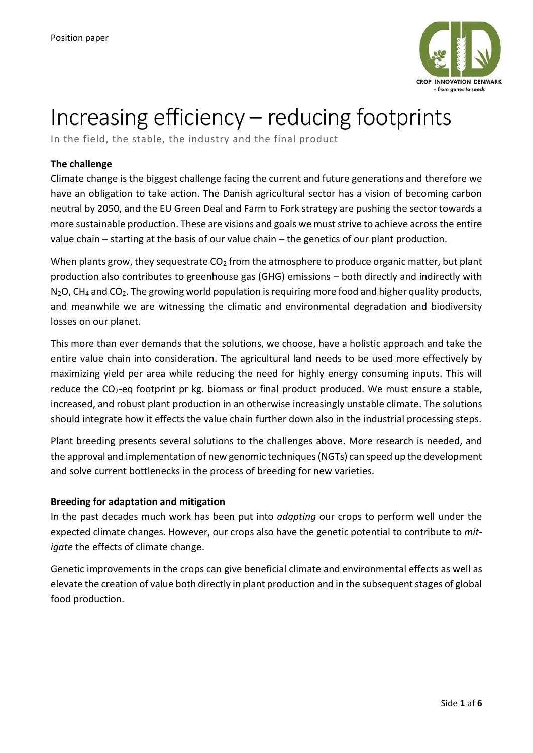Position paper

# Increasing efficiency – reducing footprints

In the field, the stable, the industry and the final product

**The challenge**

Climate change is the biggest challenge facing the current and future generations and therefore we have an obligation to take action. The Danish agricultural sector has a vision of becoming carbon neutral by 2050, and the EU Green Deal and Farm to Fork strategy are pushing the sector towards a more sustainable production. These are visions and goals we must strive to achieve across the entire value chain – starting at the basis of our value chain – the genetics of our plant production.

When plants grow, they sequestrate $CO_2$ from the atmosphere to produce organic matter, but plant production also contributes to greenhouse gas (GHG) emissions – both directly and indirectly with $N_2O$, $CH_4$ and $CO_2$. The growing world population is requiring more food and higher quality products, and meanwhile we are witnessing the climatic and environmental degradation and biodiversity losses on our planet.

This more than ever demands that the solutions, we choose, have a holistic approach and take the entire value chain into consideration. The agricultural land needs to be used more effectively by maximizing yield per area while reducing the need for highly energy consuming inputs. This will reduce the $CO_2$-eq footprint pr kg. biomass or final product produced. We must ensure a stable, increased, and robust plant production in an otherwise increasingly unstable climate. The solutions should integrate how it effects the value chain further down also in the industrial processing steps.

Plant breeding presents several solutions to the challenges above. More research is needed, and the approval and implementation of new genomic techniques (NGTs) can speed up the development and solve current bottlenecks in the process of breeding for new varieties.

**Breeding for adaptation and mitigation**

In the past decades much work has been put into *adapting* our crops to perform well under the expected climate changes. However, our crops also have the genetic potential to contribute to *mitigate* the effects of climate change.

Genetic improvements in the crops can give beneficial climate and environmental effects as well as elevate the creation of value both directly in plant production and in the subsequent stages of global food production.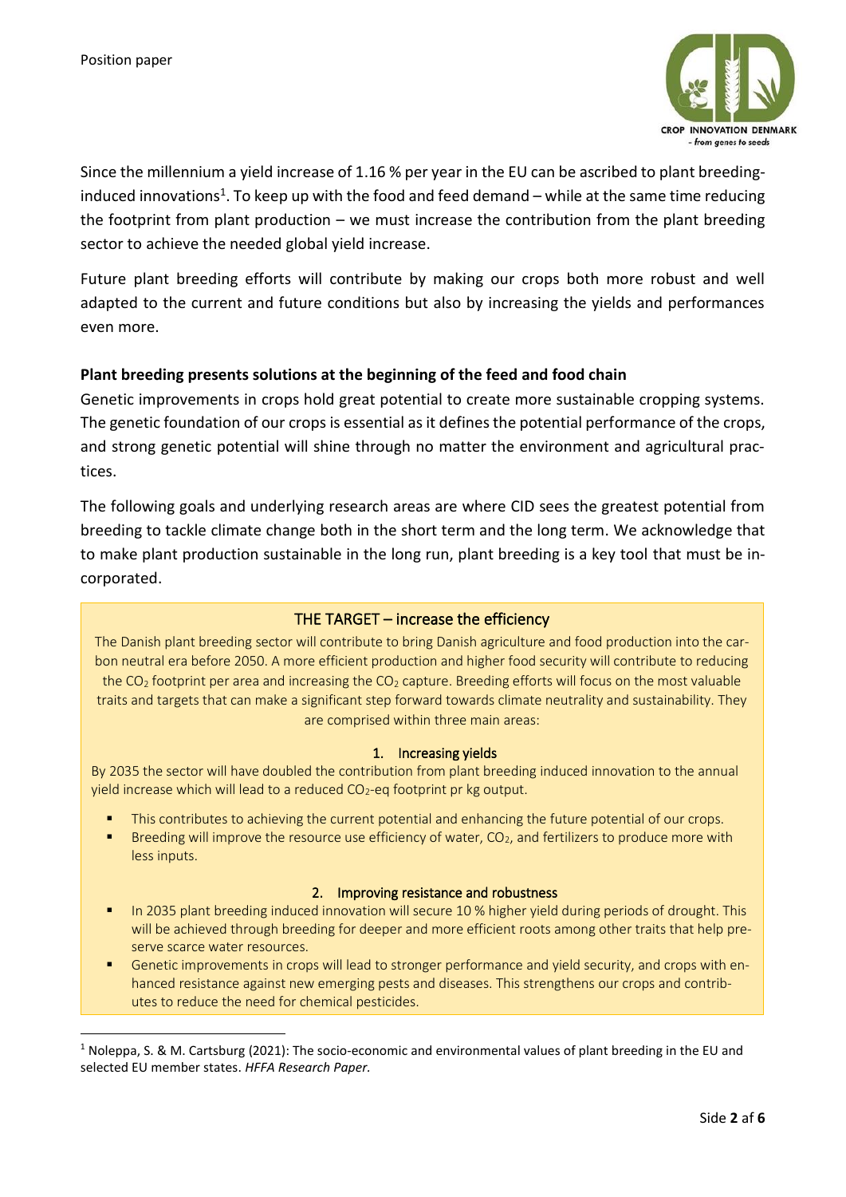Since the millennium a yield increase of 1.16 % per year in the EU can be ascribed to plant breeding-induced innovations[1]. To keep up with the food and feed demand – while at the same time reducing the footprint from plant production – we must increase the contribution from the plant breeding sector to achieve the needed global yield increase.

Future plant breeding efforts will contribute by making our crops both more robust and well adapted to the current and future conditions but also by increasing the yields and performances even more.

**Plant breeding presents solutions at the beginning of the feed and food chain**

Genetic improvements in crops hold great potential to create more sustainable cropping systems. The genetic foundation of our crops is essential as it defines the potential performance of the crops, and strong genetic potential will shine through no matter the environment and agricultural practices.

The following goals and underlying research areas are where CID sees the greatest potential from breeding to tackle climate change both in the short term and the long term. We acknowledge that to make plant production sustainable in the long run, plant breeding is a key tool that must be incorporated.

### THE TARGET – increase the efficiency

The Danish plant breeding sector will contribute to bring Danish agriculture and food production into the carbon neutral era before 2050. A more efficient production and higher food security will contribute to reducing the $CO_2$ footprint per area and increasing the $CO_2$ capture. Breeding efforts will focus on the most valuable traits and targets that can make a significant step forward towards climate neutrality and sustainability. They are comprised within three main areas:

#### 1. Increasing yields

By 2035 the sector will have doubled the contribution from plant breeding induced innovation to the annual yield increase which will lead to a reduced $CO_2$-eq footprint pr kg output.

- This contributes to achieving the current potential and enhancing the future potential of our crops.
- Breeding will improve the resource use efficiency of water, $CO_2$, and fertilizers to produce more with less inputs.

#### 2. Improving resistance and robustness

- In 2035 plant breeding induced innovation will secure 10 % higher yield during periods of drought. This will be achieved through breeding for deeper and more efficient roots among other traits that help preserve scarce water resources.
- Genetic improvements in crops will lead to stronger performance and yield security, and crops with enhanced resistance against new emerging pests and diseases. This strengthens our crops and contributes to reduce the need for chemical pesticides.

---

[1] Noleppa, S. & M. Cartsburg (2021): The socio-economic and environmental values of plant breeding in the EU and selected EU member states. *HFFA Research Paper*.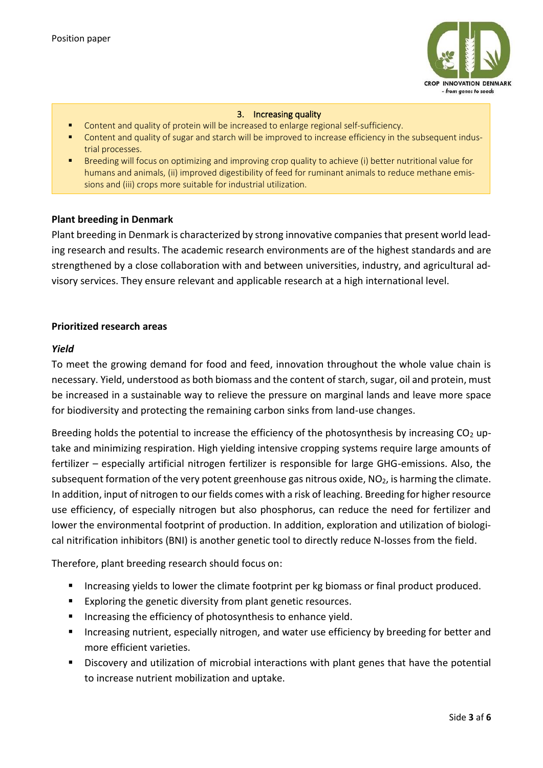### 3. Increasing quality

- Content and quality of protein will be increased to enlarge regional self-sufficiency.
- Content and quality of sugar and starch will be improved to increase efficiency in the subsequent industrial processes.
- Breeding will focus on optimizing and improving crop quality to achieve (i) better nutritional value for humans and animals, (ii) improved digestibility of feed for ruminant animals to reduce methane emissions and (iii) crops more suitable for industrial utilization.

## Plant breeding in Denmark

Plant breeding in Denmark is characterized by strong innovative companies that present world leading research and results. The academic research environments are of the highest standards and are strengthened by a close collaboration with and between universities, industry, and agricultural advisory services. They ensure relevant and applicable research at a high international level.

## Prioritized research areas

### *Yield*

To meet the growing demand for food and feed, innovation throughout the whole value chain is necessary. Yield, understood as both biomass and the content of starch, sugar, oil and protein, must be increased in a sustainable way to relieve the pressure on marginal lands and leave more space for biodiversity and protecting the remaining carbon sinks from land-use changes.

Breeding holds the potential to increase the efficiency of the photosynthesis by increasing $CO_2$ uptake and minimizing respiration. High yielding intensive cropping systems require large amounts of fertilizer – especially artificial nitrogen fertilizer is responsible for large GHG-emissions. Also, the subsequent formation of the very potent greenhouse gas nitrous oxide, $NO_2$, is harming the climate. In addition, input of nitrogen to our fields comes with a risk of leaching. Breeding for higher resource use efficiency, of especially nitrogen but also phosphorus, can reduce the need for fertilizer and lower the environmental footprint of production. In addition, exploration and utilization of biological nitrification inhibitors (BNI) is another genetic tool to directly reduce N-losses from the field.

Therefore, plant breeding research should focus on:

- Increasing yields to lower the climate footprint per kg biomass or final product produced.
- Exploring the genetic diversity from plant genetic resources.
- Increasing the efficiency of photosynthesis to enhance yield.
- Increasing nutrient, especially nitrogen, and water use efficiency by breeding for better and more efficient varieties.
- Discovery and utilization of microbial interactions with plant genes that have the potential to increase nutrient mobilization and uptake.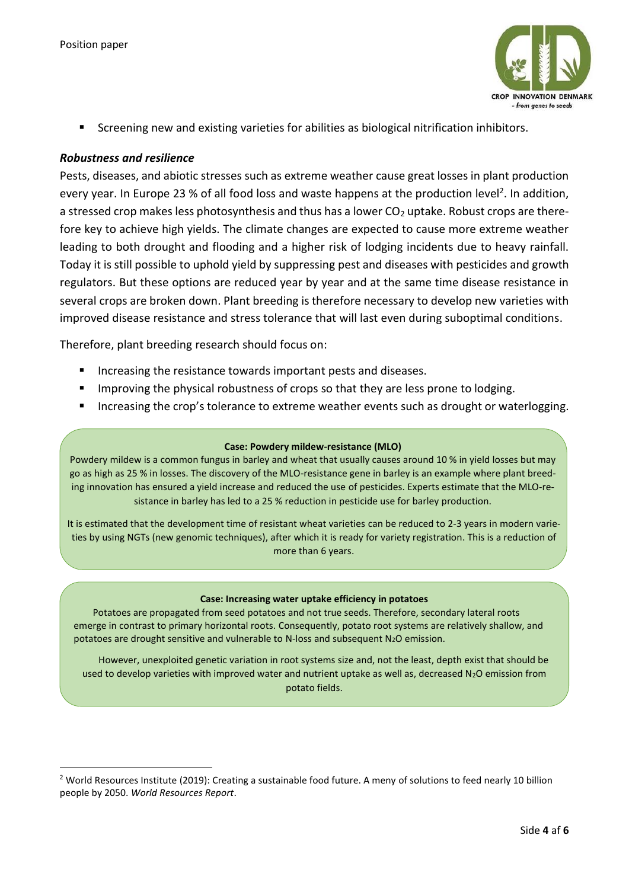- Screening new and existing varieties for abilities as biological nitrification inhibitors.

### *Robustness and resilience*

Pests, diseases, and abiotic stresses such as extreme weather cause great losses in plant production every year. In Europe 23 % of all food loss and waste happens at the production level[2]. In addition, a stressed crop makes less photosynthesis and thus has a lower $CO_2$ uptake. Robust crops are therefore key to achieve high yields. The climate changes are expected to cause more extreme weather leading to both drought and flooding and a higher risk of lodging incidents due to heavy rainfall. Today it is still possible to uphold yield by suppressing pest and diseases with pesticides and growth regulators. But these options are reduced year by year and at the same time disease resistance in several crops are broken down. Plant breeding is therefore necessary to develop new varieties with improved disease resistance and stress tolerance that will last even during suboptimal conditions.

Therefore, plant breeding research should focus on:

- Increasing the resistance towards important pests and diseases.
- Improving the physical robustness of crops so that they are less prone to lodging.
- Increasing the crop's tolerance to extreme weather events such as drought or waterlogging.

**Case: Powdery mildew-resistance (MLO)**

Powdery mildew is a common fungus in barley and wheat that usually causes around 10 % in yield losses but may go as high as 25 % in losses. The discovery of the MLO-resistance gene in barley is an example where plant breeding innovation has ensured a yield increase and reduced the use of pesticides. Experts estimate that the MLO-resistance in barley has led to a 25 % reduction in pesticide use for barley production.

It is estimated that the development time of resistant wheat varieties can be reduced to 2-3 years in modern varieties by using NGTs (new genomic techniques), after which it is ready for variety registration. This is a reduction of more than 6 years.

**Case: Increasing water uptake efficiency in potatoes**

Potatoes are propagated from seed potatoes and not true seeds. Therefore, secondary lateral roots emerge in contrast to primary horizontal roots. Consequently, potato root systems are relatively shallow, and potatoes are drought sensitive and vulnerable to N-loss and subsequent $N_2O$ emission.

However, unexploited genetic variation in root systems size and, not the least, depth exist that should be used to develop varieties with improved water and nutrient uptake as well as, decreased $N_2O$ emission from potato fields.

---

[2] World Resources Institute (2019): Creating a sustainable food future. A meny of solutions to feed nearly 10 billion people by 2050. *World Resources Report*.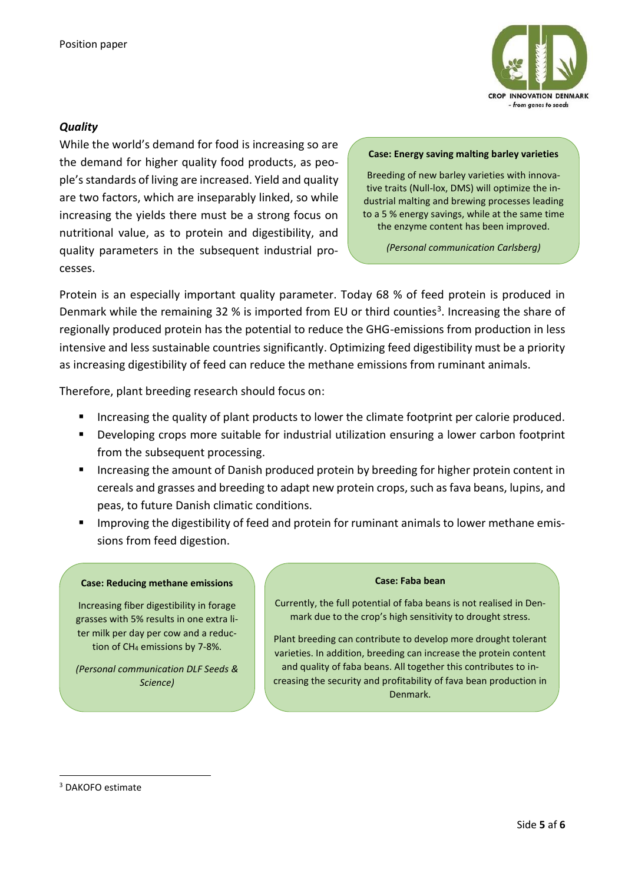### *Quality*

While the world's demand for food is increasing so are the demand for higher quality food products, as people's standards of living are increased. Yield and quality are two factors, which are inseparably linked, so while increasing the yields there must be a strong focus on nutritional value, as to protein and digestibility, and quality parameters in the subsequent industrial processes.

> **Case: Energy saving malting barley varieties**
>
> Breeding of new barley varieties with innovative traits (Null-lox, DMS) will optimize the industrial malting and brewing processes leading to a 5 % energy savings, while at the same time the enzyme content has been improved.
>
> *(Personal communication Carlsberg)*

Protein is an especially important quality parameter. Today 68 % of feed protein is produced in Denmark while the remaining 32 % is imported from EU or third counties[3]. Increasing the share of regionally produced protein has the potential to reduce the GHG-emissions from production in less intensive and less sustainable countries significantly. Optimizing feed digestibility must be a priority as increasing digestibility of feed can reduce the methane emissions from ruminant animals.

Therefore, plant breeding research should focus on:

- Increasing the quality of plant products to lower the climate footprint per calorie produced.
- Developing crops more suitable for industrial utilization ensuring a lower carbon footprint from the subsequent processing.
- Increasing the amount of Danish produced protein by breeding for higher protein content in cereals and grasses and breeding to adapt new protein crops, such as fava beans, lupins, and peas, to future Danish climatic conditions.
- Improving the digestibility of feed and protein for ruminant animals to lower methane emissions from feed digestion.

> **Case: Reducing methane emissions**
>
> Increasing fiber digestibility in forage grasses with 5% results in one extra liter milk per day per cow and a reduction of $CH_4$ emissions by 7-8%.
>
> *(Personal communication DLF Seeds & Science)*

> **Case: Faba bean**
>
> Currently, the full potential of faba beans is not realised in Denmark due to the crop's high sensitivity to drought stress.
>
> Plant breeding can contribute to develop more drought tolerant varieties. In addition, breeding can increase the protein content and quality of faba beans. All together this contributes to increasing the security and profitability of fava bean production in Denmark.

[3] DAKOFO estimate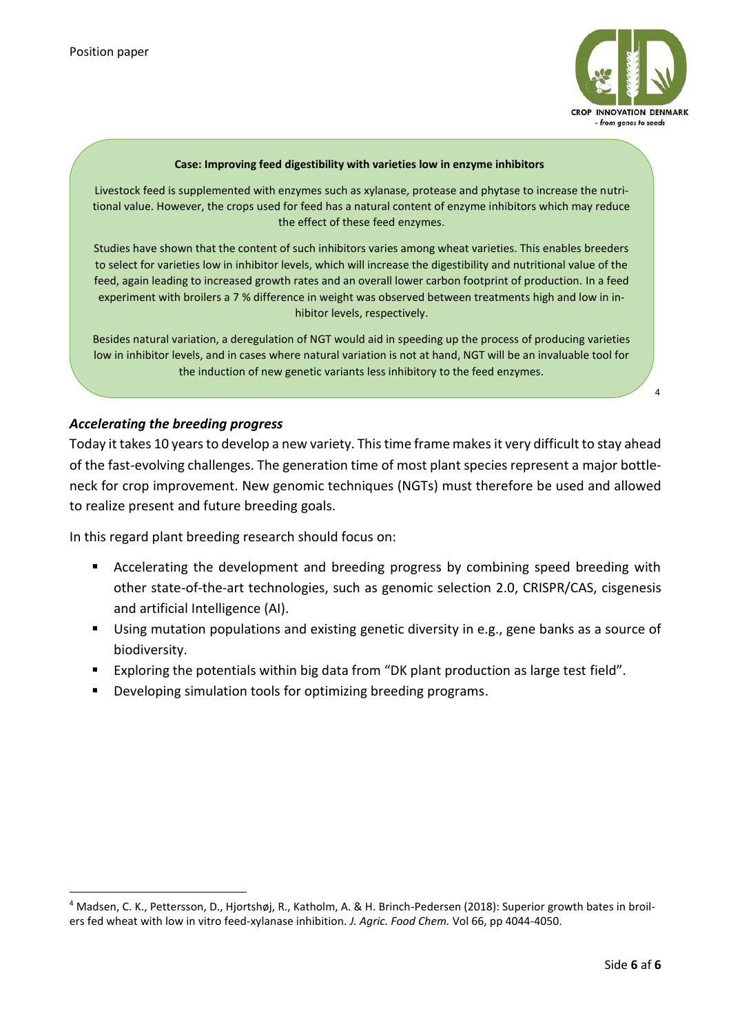**Case: Improving feed digestibility with varieties low in enzyme inhibitors**

Livestock feed is supplemented with enzymes such as xylanase, protease and phytase to increase the nutritional value. However, the crops used for feed has a natural content of enzyme inhibitors which may reduce the effect of these feed enzymes.

Studies have shown that the content of such inhibitors varies among wheat varieties. This enables breeders to select for varieties low in inhibitor levels, which will increase the digestibility and nutritional value of the feed, again leading to increased growth rates and an overall lower carbon footprint of production. In a feed experiment with broilers a 7 % difference in weight was observed between treatments high and low in inhibitor levels, respectively.

Besides natural variation, a deregulation of NGT would aid in speeding up the process of producing varieties low in inhibitor levels, and in cases where natural variation is not at hand, NGT will be an invaluable tool for the induction of new genetic variants less inhibitory to the feed enzymes.

[4]

### *Accelerating the breeding progress*

Today it takes 10 years to develop a new variety. This time frame makes it very difficult to stay ahead of the fast-evolving challenges. The generation time of most plant species represent a major bottleneck for crop improvement. New genomic techniques (NGTs) must therefore be used and allowed to realize present and future breeding goals.

In this regard plant breeding research should focus on:

- Accelerating the development and breeding progress by combining speed breeding with other state-of-the-art technologies, such as genomic selection 2.0, CRISPR/CAS, cisgenesis and artificial Intelligence (AI).
- Using mutation populations and existing genetic diversity in e.g., gene banks as a source of biodiversity.
- Exploring the potentials within big data from "DK plant production as large test field".
- Developing simulation tools for optimizing breeding programs.

[4] Madsen, C. K., Pettersson, D., Hjortshøj, R., Katholm, A. & H. Brinch-Pedersen (2018): Superior growth bates in broilers fed wheat with low in vitro feed-xylanase inhibition. *J. Agric. Food Chem.* Vol 66, pp 4044-4050.